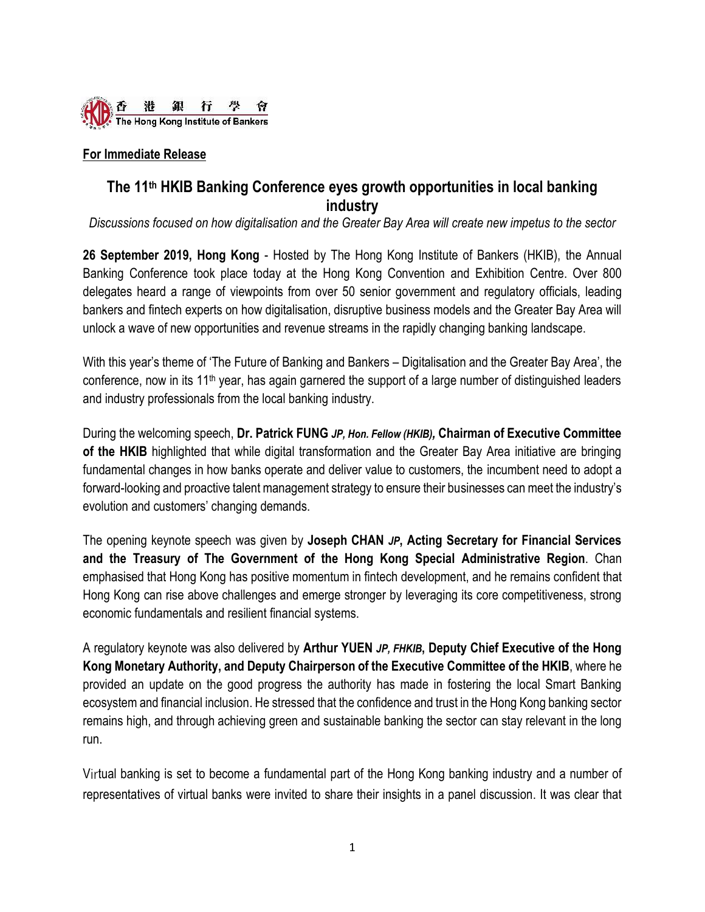香港銀行學會
The Hong Kong Institute of Bankers

**For Immediate Release**

# The 11th HKIB Banking Conference eyes growth opportunities in local banking industry

*Discussions focused on how digitalisation and the Greater Bay Area will create new impetus to the sector*

**26 September 2019, Hong Kong** - Hosted by The Hong Kong Institute of Bankers (HKIB), the Annual Banking Conference took place today at the Hong Kong Convention and Exhibition Centre. Over 800 delegates heard a range of viewpoints from over 50 senior government and regulatory officials, leading bankers and fintech experts on how digitalisation, disruptive business models and the Greater Bay Area will unlock a wave of new opportunities and revenue streams in the rapidly changing banking landscape.

With this year's theme of 'The Future of Banking and Bankers – Digitalisation and the Greater Bay Area', the conference, now in its 11th year, has again garnered the support of a large number of distinguished leaders and industry professionals from the local banking industry.

During the welcoming speech, **Dr. Patrick FUNG** ***JP, Hon. Fellow (HKIB),*** **Chairman of Executive Committee of the HKIB** highlighted that while digital transformation and the Greater Bay Area initiative are bringing fundamental changes in how banks operate and deliver value to customers, the incumbent need to adopt a forward-looking and proactive talent management strategy to ensure their businesses can meet the industry's evolution and customers' changing demands.

The opening keynote speech was given by **Joseph CHAN** ***JP*****, Acting Secretary for Financial Services and the Treasury of The Government of the Hong Kong Special Administrative Region**. Chan emphasised that Hong Kong has positive momentum in fintech development, and he remains confident that Hong Kong can rise above challenges and emerge stronger by leveraging its core competitiveness, strong economic fundamentals and resilient financial systems.

A regulatory keynote was also delivered by **Arthur YUEN** ***JP, FHKIB*****, Deputy Chief Executive of the Hong Kong Monetary Authority, and Deputy Chairperson of the Executive Committee of the HKIB**, where he provided an update on the good progress the authority has made in fostering the local Smart Banking ecosystem and financial inclusion. He stressed that the confidence and trust in the Hong Kong banking sector remains high, and through achieving green and sustainable banking the sector can stay relevant in the long run.

Virtual banking is set to become a fundamental part of the Hong Kong banking industry and a number of representatives of virtual banks were invited to share their insights in a panel discussion. It was clear that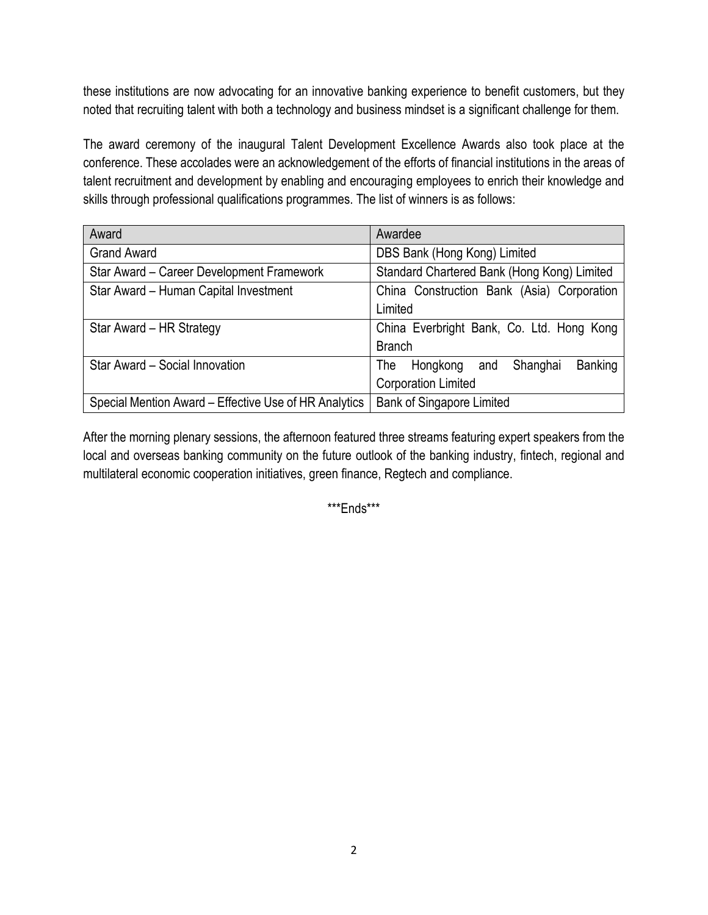these institutions are now advocating for an innovative banking experience to benefit customers, but they noted that recruiting talent with both a technology and business mindset is a significant challenge for them.

The award ceremony of the inaugural Talent Development Excellence Awards also took place at the conference. These accolades were an acknowledgement of the efforts of financial institutions in the areas of talent recruitment and development by enabling and encouraging employees to enrich their knowledge and skills through professional qualifications programmes. The list of winners is as follows:

| Award | Awardee |
| --- | --- |
| Grand Award | DBS Bank (Hong Kong) Limited |
| Star Award – Career Development Framework | Standard Chartered Bank (Hong Kong) Limited |
| Star Award – Human Capital Investment | China Construction Bank (Asia) Corporation Limited |
| Star Award – HR Strategy | China Everbright Bank, Co. Ltd. Hong Kong Branch |
| Star Award – Social Innovation | The Hongkong and Shanghai Banking Corporation Limited |
| Special Mention Award – Effective Use of HR Analytics | Bank of Singapore Limited |

After the morning plenary sessions, the afternoon featured three streams featuring expert speakers from the local and overseas banking community on the future outlook of the banking industry, fintech, regional and multilateral economic cooperation initiatives, green finance, Regtech and compliance.

***Ends***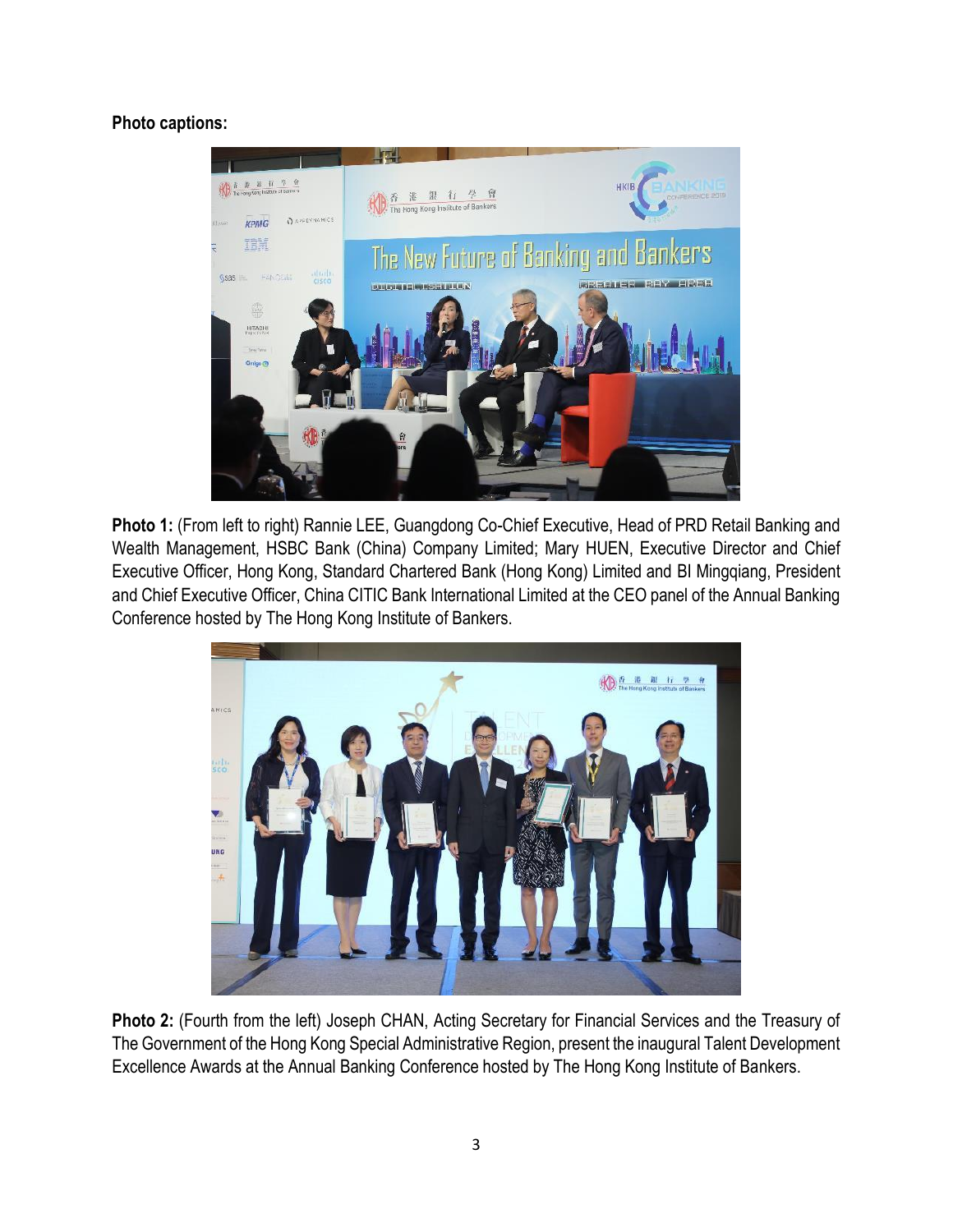**Photo captions:**

**Photo 1:** (From left to right) Rannie LEE, Guangdong Co-Chief Executive, Head of PRD Retail Banking and Wealth Management, HSBC Bank (China) Company Limited; Mary HUEN, Executive Director and Chief Executive Officer, Hong Kong, Standard Chartered Bank (Hong Kong) Limited and BI Mingqiang, President and Chief Executive Officer, China CITIC Bank International Limited at the CEO panel of the Annual Banking Conference hosted by The Hong Kong Institute of Bankers.

**Photo 2:** (Fourth from the left) Joseph CHAN, Acting Secretary for Financial Services and the Treasury of The Government of the Hong Kong Special Administrative Region, present the inaugural Talent Development Excellence Awards at the Annual Banking Conference hosted by The Hong Kong Institute of Bankers.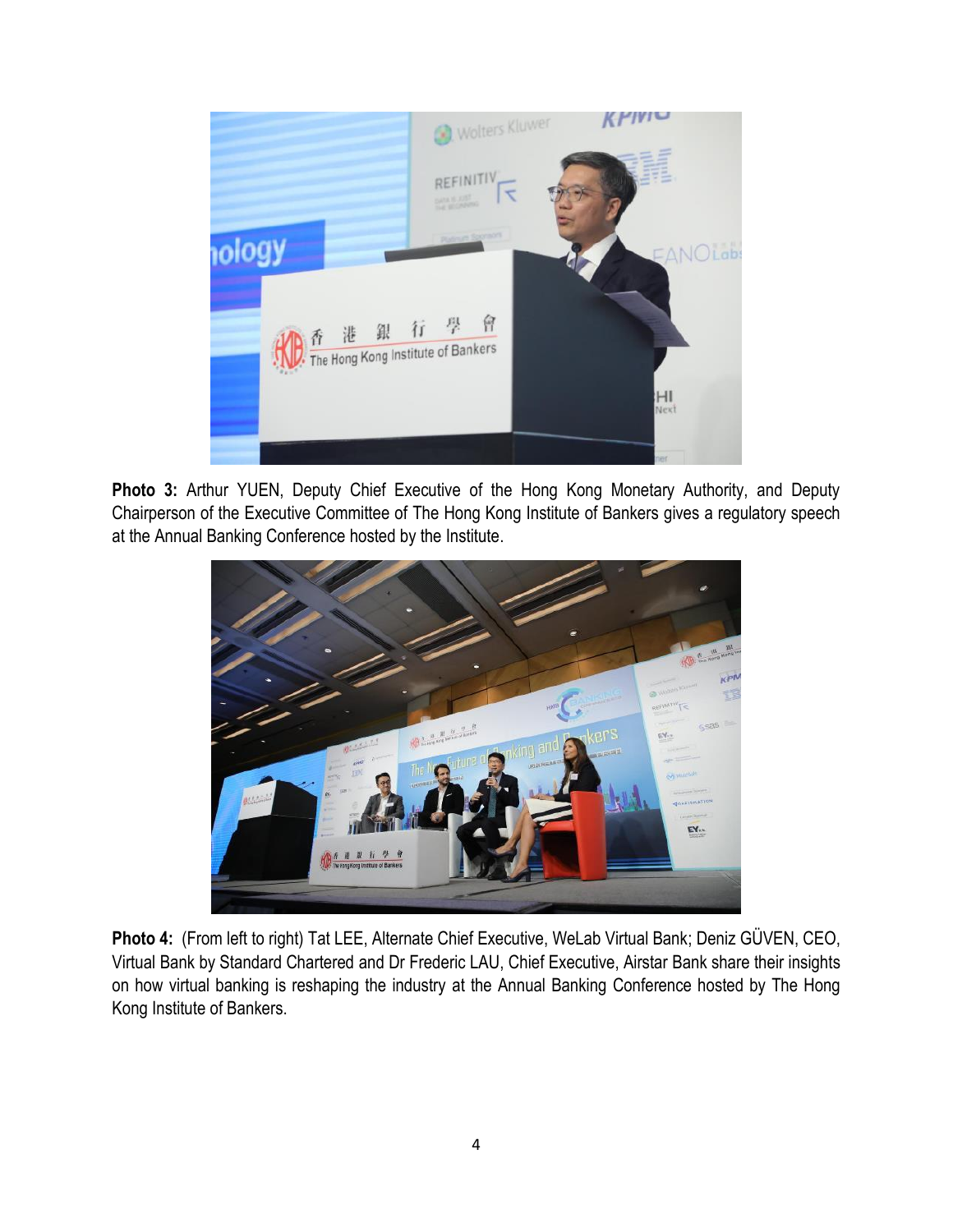**Photo 3:** Arthur YUEN, Deputy Chief Executive of the Hong Kong Monetary Authority, and Deputy Chairperson of the Executive Committee of The Hong Kong Institute of Bankers gives a regulatory speech at the Annual Banking Conference hosted by the Institute.

**Photo 4:** (From left to right) Tat LEE, Alternate Chief Executive, WeLab Virtual Bank; Deniz GÜVEN, CEO, Virtual Bank by Standard Chartered and Dr Frederic LAU, Chief Executive, Airstar Bank share their insights on how virtual banking is reshaping the industry at the Annual Banking Conference hosted by The Hong Kong Institute of Bankers.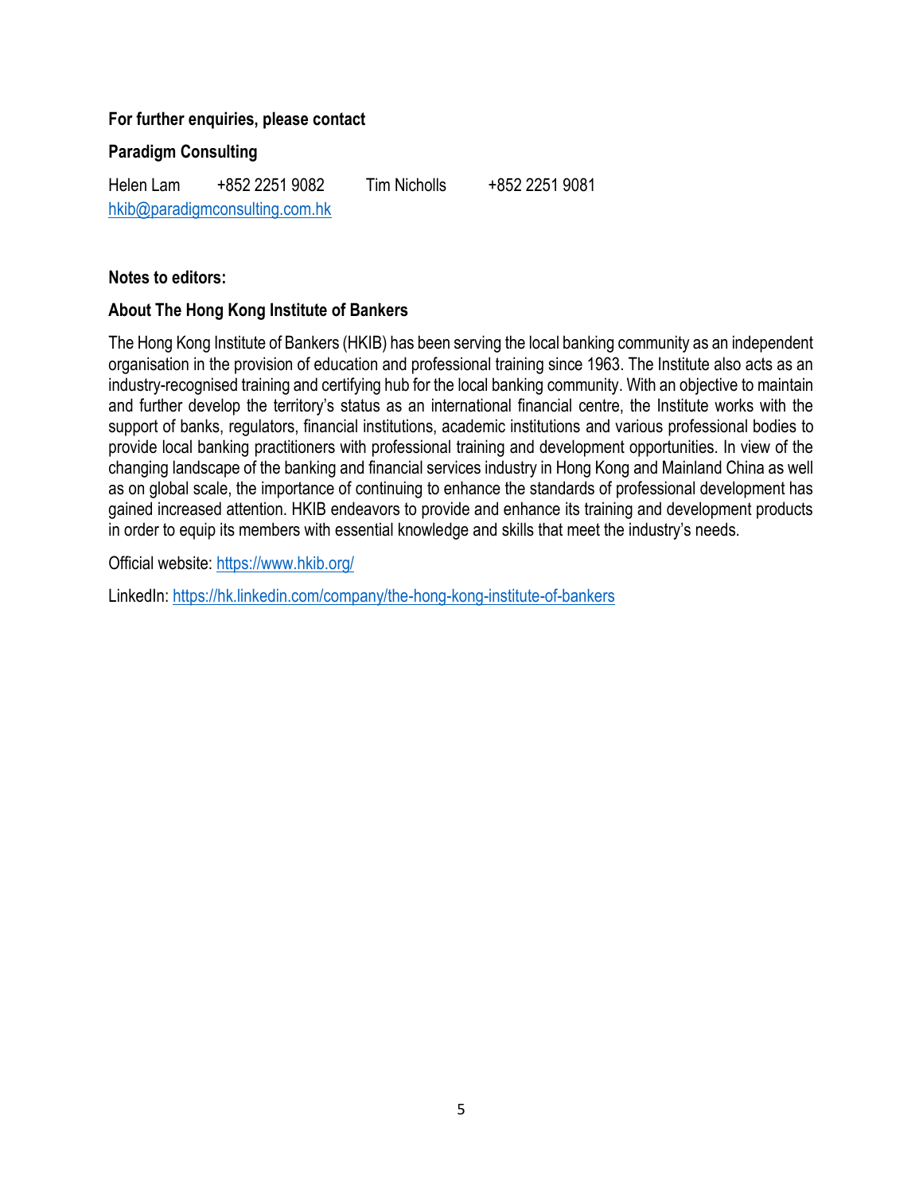**For further enquiries, please contact**

**Paradigm Consulting**

Helen Lam +852 2251 9082 Tim Nicholls +852 2251 9081
hkib@paradigmconsulting.com.hk

**Notes to editors:**

**About The Hong Kong Institute of Bankers**

The Hong Kong Institute of Bankers (HKIB) has been serving the local banking community as an independent organisation in the provision of education and professional training since 1963. The Institute also acts as an industry-recognised training and certifying hub for the local banking community. With an objective to maintain and further develop the territory's status as an international financial centre, the Institute works with the support of banks, regulators, financial institutions, academic institutions and various professional bodies to provide local banking practitioners with professional training and development opportunities. In view of the changing landscape of the banking and financial services industry in Hong Kong and Mainland China as well as on global scale, the importance of continuing to enhance the standards of professional development has gained increased attention. HKIB endeavors to provide and enhance its training and development products in order to equip its members with essential knowledge and skills that meet the industry's needs.

Official website: https://www.hkib.org/

LinkedIn: https://hk.linkedin.com/company/the-hong-kong-institute-of-bankers